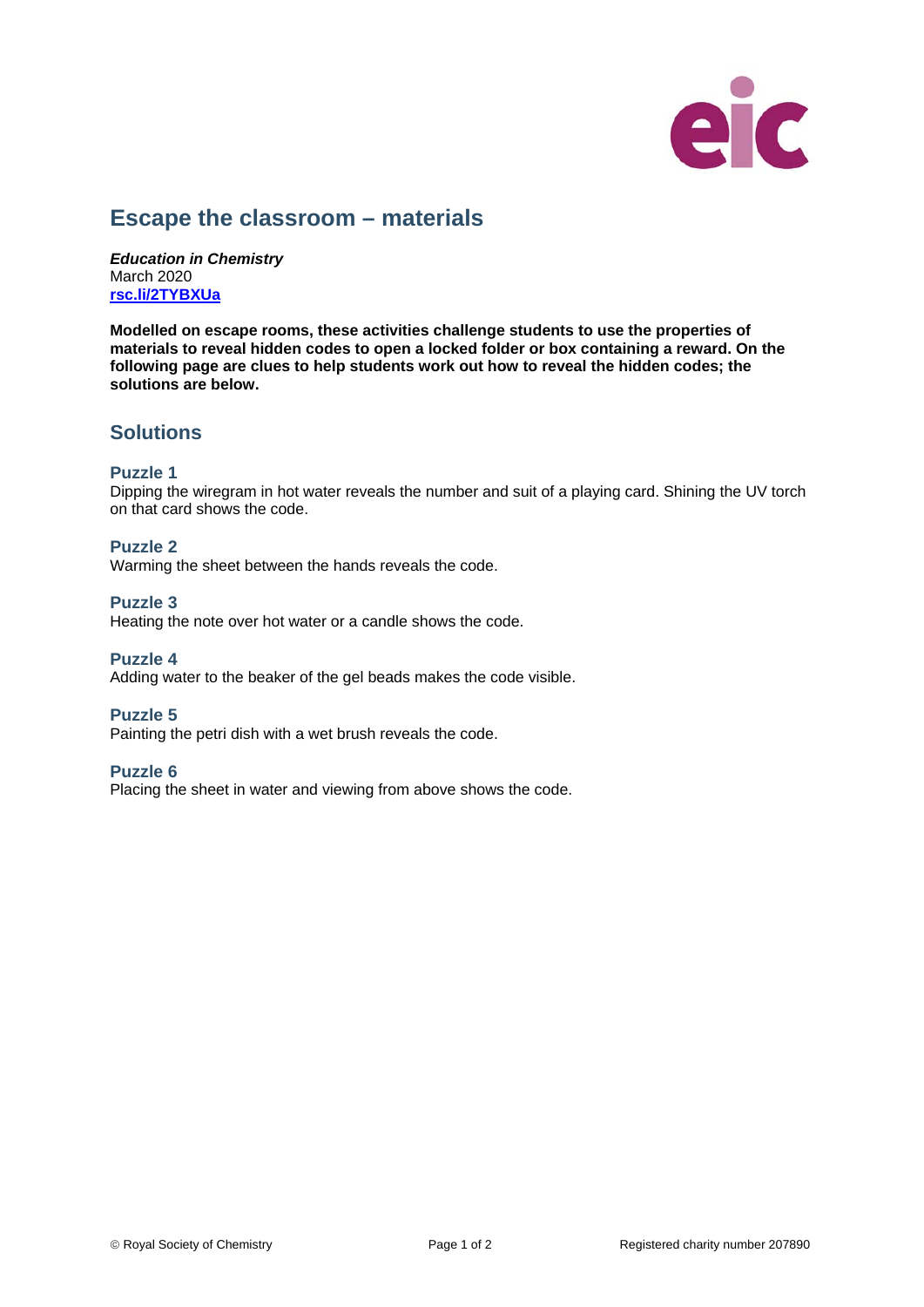# Escape the classroom – materials

***Education in Chemistry***
March 2020
**[rsc.li/2TYBXUa](rsc.li/2TYBXUa)**

**Modelled on escape rooms, these activities challenge students to use the properties of materials to reveal hidden codes to open a locked folder or box containing a reward. On the following page are clues to help students work out how to reveal the hidden codes; the solutions are below.**

## Solutions

### Puzzle 1

Dipping the wiregram in hot water reveals the number and suit of a playing card. Shining the UV torch on that card shows the code.

### Puzzle 2

Warming the sheet between the hands reveals the code.

### Puzzle 3

Heating the note over hot water or a candle shows the code.

### Puzzle 4

Adding water to the beaker of the gel beads makes the code visible.

### Puzzle 5

Painting the petri dish with a wet brush reveals the code.

### Puzzle 6

Placing the sheet in water and viewing from above shows the code.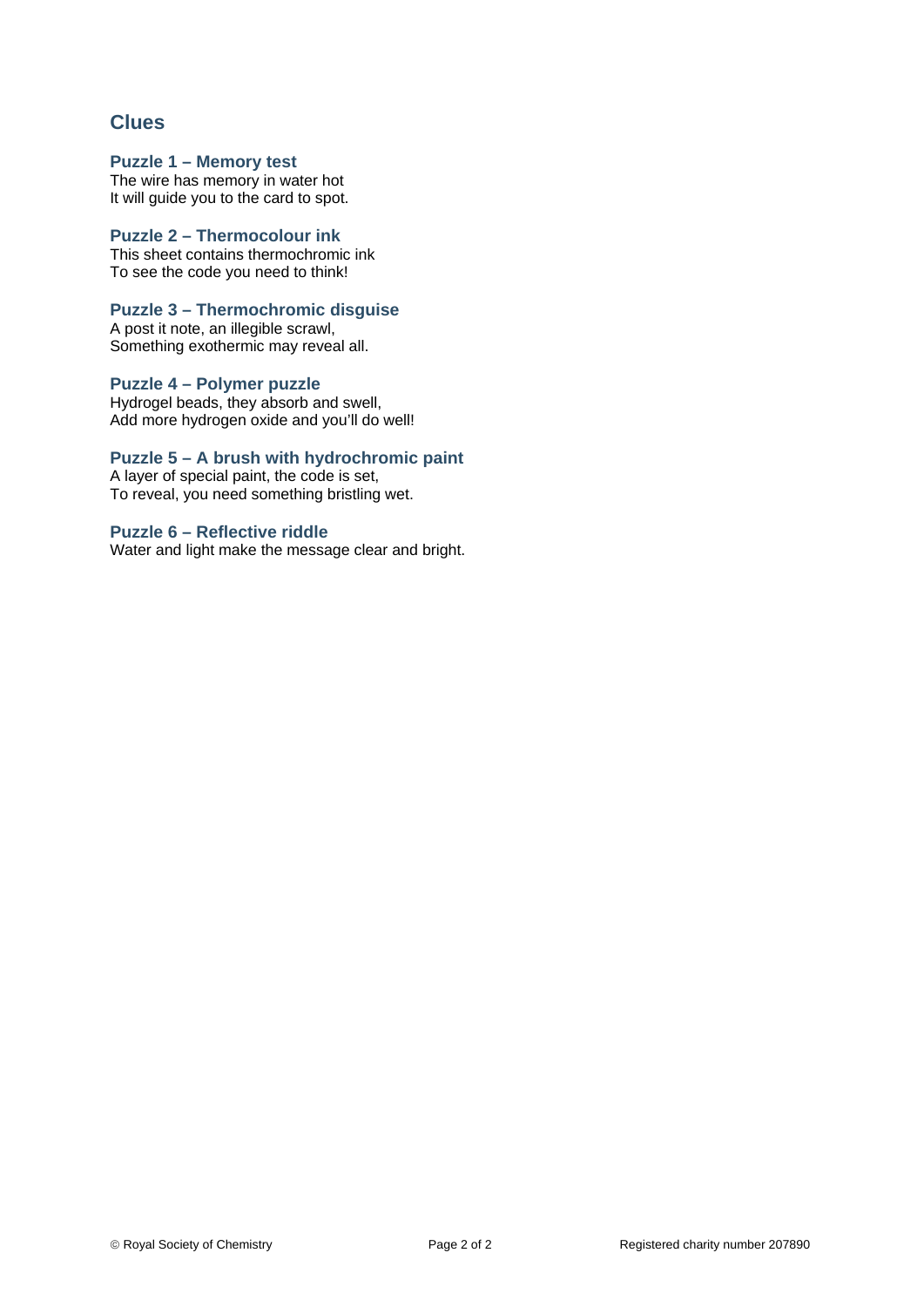## Clues

### Puzzle 1 – Memory test

The wire has memory in water hot
It will guide you to the card to spot.

### Puzzle 2 – Thermocolour ink

This sheet contains thermochromic ink
To see the code you need to think!

### Puzzle 3 – Thermochromic disguise

A post it note, an illegible scrawl,
Something exothermic may reveal all.

### Puzzle 4 – Polymer puzzle

Hydrogel beads, they absorb and swell,
Add more hydrogen oxide and you'll do well!

### Puzzle 5 – A brush with hydrochromic paint

A layer of special paint, the code is set,
To reveal, you need something bristling wet.

### Puzzle 6 – Reflective riddle

Water and light make the message clear and bright.